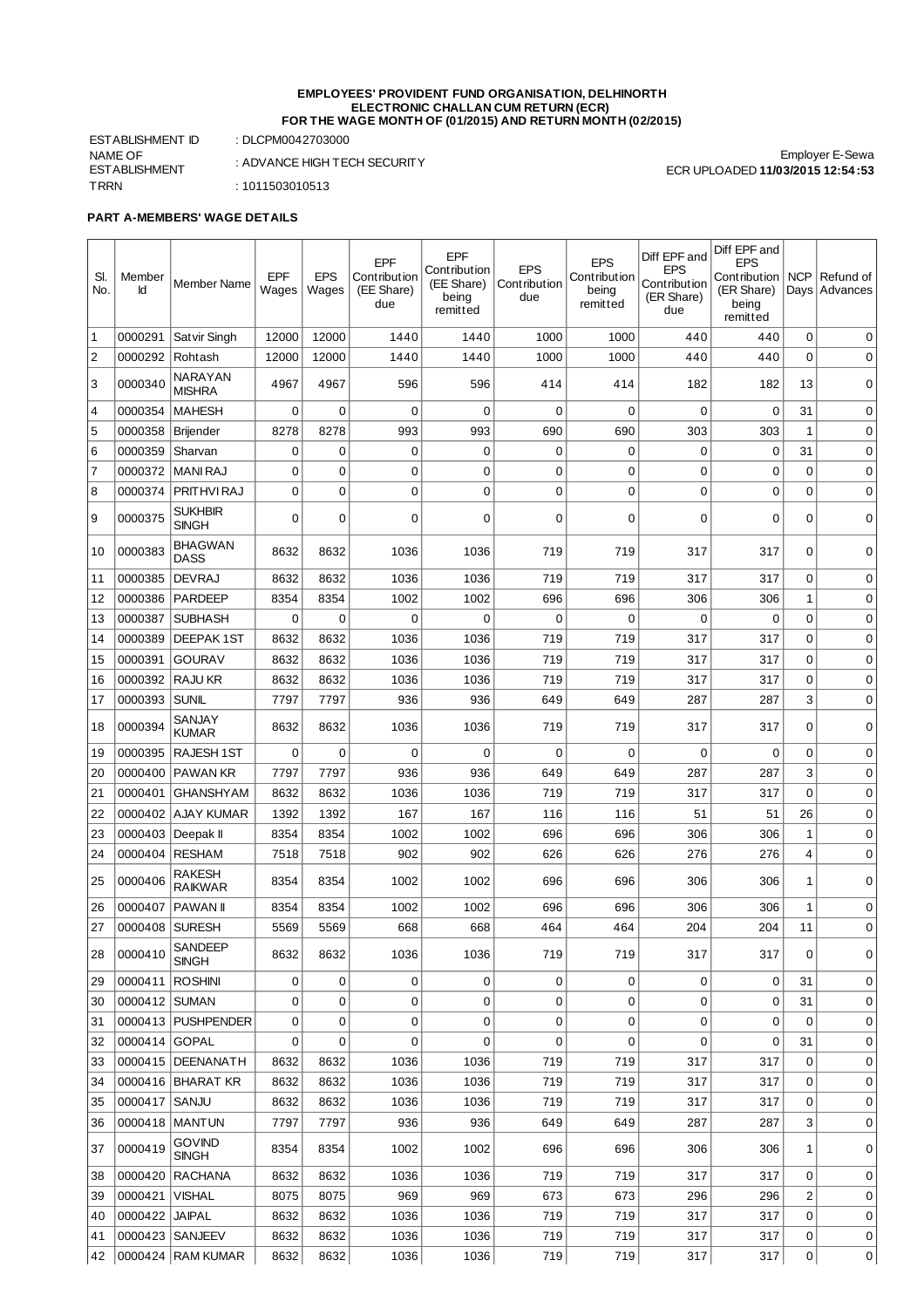# EMPLOYEES' PROVIDENT FUND ORGANISATION, DELHINORTH
## ELECTRONIC CHALLAN CUM RETURN (ECR)
## FOR THE WAGE MONTH OF (01/2015) AND RETURN MONTH (02/2015)

ESTABLISHMENT ID : DLCPM0042703000
NAME OF ESTABLISHMENT : ADVANCE HIGH TECH SECURITY
TRRN : 1011503010513

Employer E-Sewa
ECR UPLOADED **11/03/2015 12:54:53**

**PART A-MEMBERS' WAGE DETAILS**

| Sl. No. | Member Id | Member Name | EPF Wages | EPS Wages | EPF Contribution (EE Share) due | EPF Contribution (EE Share) being remitted | EPS Contribution due | EPS Contribution being remitted | Diff EPF and EPS Contribution (ER Share) due | Diff EPF and EPS Contribution (ER Share) being remitted | NCP Days | Refund of Advances |
|---|---|---|---|---|---|---|---|---|---|---|---|---|
| 1 | 0000291 | Satvir Singh | 12000 | 12000 | 1440 | 1440 | 1000 | 1000 | 440 | 440 | 0 | 0 |
| 2 | 0000292 | Rohtash | 12000 | 12000 | 1440 | 1440 | 1000 | 1000 | 440 | 440 | 0 | 0 |
| 3 | 0000340 | NARAYAN MISHRA | 4967 | 4967 | 596 | 596 | 414 | 414 | 182 | 182 | 13 | 0 |
| 4 | 0000354 | MAHESH | 0 | 0 | 0 | 0 | 0 | 0 | 0 | 0 | 31 | 0 |
| 5 | 0000358 | Brijender | 8278 | 8278 | 993 | 993 | 690 | 690 | 303 | 303 | 1 | 0 |
| 6 | 0000359 | Sharvan | 0 | 0 | 0 | 0 | 0 | 0 | 0 | 0 | 31 | 0 |
| 7 | 0000372 | MANI RAJ | 0 | 0 | 0 | 0 | 0 | 0 | 0 | 0 | 0 | 0 |
| 8 | 0000374 | PRITHVI RAJ | 0 | 0 | 0 | 0 | 0 | 0 | 0 | 0 | 0 | 0 |
| 9 | 0000375 | SUKHBIR SINGH | 0 | 0 | 0 | 0 | 0 | 0 | 0 | 0 | 0 | 0 |
| 10 | 0000383 | BHAGWAN DASS | 8632 | 8632 | 1036 | 1036 | 719 | 719 | 317 | 317 | 0 | 0 |
| 11 | 0000385 | DEVRAJ | 8632 | 8632 | 1036 | 1036 | 719 | 719 | 317 | 317 | 0 | 0 |
| 12 | 0000386 | PARDEEP | 8354 | 8354 | 1002 | 1002 | 696 | 696 | 306 | 306 | 1 | 0 |
| 13 | 0000387 | SUBHASH | 0 | 0 | 0 | 0 | 0 | 0 | 0 | 0 | 0 | 0 |
| 14 | 0000389 | DEEPAK 1ST | 8632 | 8632 | 1036 | 1036 | 719 | 719 | 317 | 317 | 0 | 0 |
| 15 | 0000391 | GOURAV | 8632 | 8632 | 1036 | 1036 | 719 | 719 | 317 | 317 | 0 | 0 |
| 16 | 0000392 | RAJU KR | 8632 | 8632 | 1036 | 1036 | 719 | 719 | 317 | 317 | 0 | 0 |
| 17 | 0000393 | SUNIL | 7797 | 7797 | 936 | 936 | 649 | 649 | 287 | 287 | 3 | 0 |
| 18 | 0000394 | SANJAY KUMAR | 8632 | 8632 | 1036 | 1036 | 719 | 719 | 317 | 317 | 0 | 0 |
| 19 | 0000395 | RAJESH 1ST | 0 | 0 | 0 | 0 | 0 | 0 | 0 | 0 | 0 | 0 |
| 20 | 0000400 | PAWAN KR | 7797 | 7797 | 936 | 936 | 649 | 649 | 287 | 287 | 3 | 0 |
| 21 | 0000401 | GHANSHYAM | 8632 | 8632 | 1036 | 1036 | 719 | 719 | 317 | 317 | 0 | 0 |
| 22 | 0000402 | AJAY KUMAR | 1392 | 1392 | 167 | 167 | 116 | 116 | 51 | 51 | 26 | 0 |
| 23 | 0000403 | Deepak II | 8354 | 8354 | 1002 | 1002 | 696 | 696 | 306 | 306 | 1 | 0 |
| 24 | 0000404 | RESHAM | 7518 | 7518 | 902 | 902 | 626 | 626 | 276 | 276 | 4 | 0 |
| 25 | 0000406 | RAKESH RAIKWAR | 8354 | 8354 | 1002 | 1002 | 696 | 696 | 306 | 306 | 1 | 0 |
| 26 | 0000407 | PAWAN II | 8354 | 8354 | 1002 | 1002 | 696 | 696 | 306 | 306 | 1 | 0 |
| 27 | 0000408 | SURESH | 5569 | 5569 | 668 | 668 | 464 | 464 | 204 | 204 | 11 | 0 |
| 28 | 0000410 | SANDEEP SINGH | 8632 | 8632 | 1036 | 1036 | 719 | 719 | 317 | 317 | 0 | 0 |
| 29 | 0000411 | ROSHINI | 0 | 0 | 0 | 0 | 0 | 0 | 0 | 0 | 31 | 0 |
| 30 | 0000412 | SUMAN | 0 | 0 | 0 | 0 | 0 | 0 | 0 | 0 | 31 | 0 |
| 31 | 0000413 | PUSHPENDER | 0 | 0 | 0 | 0 | 0 | 0 | 0 | 0 | 0 | 0 |
| 32 | 0000414 | GOPAL | 0 | 0 | 0 | 0 | 0 | 0 | 0 | 0 | 31 | 0 |
| 33 | 0000415 | DEENANATH | 8632 | 8632 | 1036 | 1036 | 719 | 719 | 317 | 317 | 0 | 0 |
| 34 | 0000416 | BHARAT KR | 8632 | 8632 | 1036 | 1036 | 719 | 719 | 317 | 317 | 0 | 0 |
| 35 | 0000417 | SANJU | 8632 | 8632 | 1036 | 1036 | 719 | 719 | 317 | 317 | 0 | 0 |
| 36 | 0000418 | MANTUN | 7797 | 7797 | 936 | 936 | 649 | 649 | 287 | 287 | 3 | 0 |
| 37 | 0000419 | GOVIND SINGH | 8354 | 8354 | 1002 | 1002 | 696 | 696 | 306 | 306 | 1 | 0 |
| 38 | 0000420 | RACHANA | 8632 | 8632 | 1036 | 1036 | 719 | 719 | 317 | 317 | 0 | 0 |
| 39 | 0000421 | VISHAL | 8075 | 8075 | 969 | 969 | 673 | 673 | 296 | 296 | 2 | 0 |
| 40 | 0000422 | JAIPAL | 8632 | 8632 | 1036 | 1036 | 719 | 719 | 317 | 317 | 0 | 0 |
| 41 | 0000423 | SANJEEV | 8632 | 8632 | 1036 | 1036 | 719 | 719 | 317 | 317 | 0 | 0 |
| 42 | 0000424 | RAM KUMAR | 8632 | 8632 | 1036 | 1036 | 719 | 719 | 317 | 317 | 0 | 0 |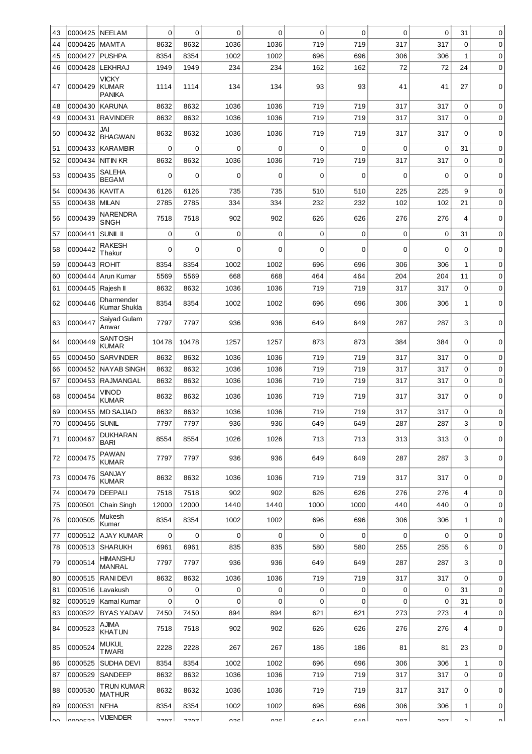| | | | | | | | | | | | | |
|---|---|---|---|---|---|---|---|---|---|---|---|---|
| 43 | 0000425 | NEELAM | 0 | 0 | 0 | 0 | 0 | 0 | 0 | 0 | 31 | 0 |
| 44 | 0000426 | MAMTA | 8632 | 8632 | 1036 | 1036 | 719 | 719 | 317 | 317 | 0 | 0 |
| 45 | 0000427 | PUSHPA | 8354 | 8354 | 1002 | 1002 | 696 | 696 | 306 | 306 | 1 | 0 |
| 46 | 0000428 | LEKHRAJ | 1949 | 1949 | 234 | 234 | 162 | 162 | 72 | 72 | 24 | 0 |
| 47 | 0000429 | VICKY KUMAR PANIKA | 1114 | 1114 | 134 | 134 | 93 | 93 | 41 | 41 | 27 | 0 |
| 48 | 0000430 | KARUNA | 8632 | 8632 | 1036 | 1036 | 719 | 719 | 317 | 317 | 0 | 0 |
| 49 | 0000431 | RAVINDER | 8632 | 8632 | 1036 | 1036 | 719 | 719 | 317 | 317 | 0 | 0 |
| 50 | 0000432 | JAI BHAGWAN | 8632 | 8632 | 1036 | 1036 | 719 | 719 | 317 | 317 | 0 | 0 |
| 51 | 0000433 | KARAMBIR | 0 | 0 | 0 | 0 | 0 | 0 | 0 | 0 | 31 | 0 |
| 52 | 0000434 | NITIN KR | 8632 | 8632 | 1036 | 1036 | 719 | 719 | 317 | 317 | 0 | 0 |
| 53 | 0000435 | SALEHA BEGAM | 0 | 0 | 0 | 0 | 0 | 0 | 0 | 0 | 0 | 0 |
| 54 | 0000436 | KAVITA | 6126 | 6126 | 735 | 735 | 510 | 510 | 225 | 225 | 9 | 0 |
| 55 | 0000438 | MILAN | 2785 | 2785 | 334 | 334 | 232 | 232 | 102 | 102 | 21 | 0 |
| 56 | 0000439 | NARENDRA SINGH | 7518 | 7518 | 902 | 902 | 626 | 626 | 276 | 276 | 4 | 0 |
| 57 | 0000441 | SUNIL II | 0 | 0 | 0 | 0 | 0 | 0 | 0 | 0 | 31 | 0 |
| 58 | 0000442 | RAKESH Thakur | 0 | 0 | 0 | 0 | 0 | 0 | 0 | 0 | 0 | 0 |
| 59 | 0000443 | ROHIT | 8354 | 8354 | 1002 | 1002 | 696 | 696 | 306 | 306 | 1 | 0 |
| 60 | 0000444 | Arun Kumar | 5569 | 5569 | 668 | 668 | 464 | 464 | 204 | 204 | 11 | 0 |
| 61 | 0000445 | Rajesh II | 8632 | 8632 | 1036 | 1036 | 719 | 719 | 317 | 317 | 0 | 0 |
| 62 | 0000446 | Dharmender Kumar Shukla | 8354 | 8354 | 1002 | 1002 | 696 | 696 | 306 | 306 | 1 | 0 |
| 63 | 0000447 | Saiyad Gulam Anwar | 7797 | 7797 | 936 | 936 | 649 | 649 | 287 | 287 | 3 | 0 |
| 64 | 0000449 | SANTOSH KUMAR | 10478 | 10478 | 1257 | 1257 | 873 | 873 | 384 | 384 | 0 | 0 |
| 65 | 0000450 | SARVINDER | 8632 | 8632 | 1036 | 1036 | 719 | 719 | 317 | 317 | 0 | 0 |
| 66 | 0000452 | NAYAB SINGH | 8632 | 8632 | 1036 | 1036 | 719 | 719 | 317 | 317 | 0 | 0 |
| 67 | 0000453 | RAJMANGAL | 8632 | 8632 | 1036 | 1036 | 719 | 719 | 317 | 317 | 0 | 0 |
| 68 | 0000454 | VINOD KUMAR | 8632 | 8632 | 1036 | 1036 | 719 | 719 | 317 | 317 | 0 | 0 |
| 69 | 0000455 | MD SAJJAD | 8632 | 8632 | 1036 | 1036 | 719 | 719 | 317 | 317 | 0 | 0 |
| 70 | 0000456 | SUNIL | 7797 | 7797 | 936 | 936 | 649 | 649 | 287 | 287 | 3 | 0 |
| 71 | 0000467 | DUKHARAN BARI | 8554 | 8554 | 1026 | 1026 | 713 | 713 | 313 | 313 | 0 | 0 |
| 72 | 0000475 | PAWAN KUMAR | 7797 | 7797 | 936 | 936 | 649 | 649 | 287 | 287 | 3 | 0 |
| 73 | 0000476 | SANJAY KUMAR | 8632 | 8632 | 1036 | 1036 | 719 | 719 | 317 | 317 | 0 | 0 |
| 74 | 0000479 | DEEPALI | 7518 | 7518 | 902 | 902 | 626 | 626 | 276 | 276 | 4 | 0 |
| 75 | 0000501 | Chain Singh | 12000 | 12000 | 1440 | 1440 | 1000 | 1000 | 440 | 440 | 0 | 0 |
| 76 | 0000505 | Mukesh Kumar | 8354 | 8354 | 1002 | 1002 | 696 | 696 | 306 | 306 | 1 | 0 |
| 77 | 0000512 | AJAY KUMAR | 0 | 0 | 0 | 0 | 0 | 0 | 0 | 0 | 0 | 0 |
| 78 | 0000513 | SHARUKH | 6961 | 6961 | 835 | 835 | 580 | 580 | 255 | 255 | 6 | 0 |
| 79 | 0000514 | HIMANSHU MANRAL | 7797 | 7797 | 936 | 936 | 649 | 649 | 287 | 287 | 3 | 0 |
| 80 | 0000515 | RANI DEVI | 8632 | 8632 | 1036 | 1036 | 719 | 719 | 317 | 317 | 0 | 0 |
| 81 | 0000516 | Lavakush | 0 | 0 | 0 | 0 | 0 | 0 | 0 | 0 | 31 | 0 |
| 82 | 0000519 | Kamal Kumar | 0 | 0 | 0 | 0 | 0 | 0 | 0 | 0 | 31 | 0 |
| 83 | 0000522 | BYAS YADAV | 7450 | 7450 | 894 | 894 | 621 | 621 | 273 | 273 | 4 | 0 |
| 84 | 0000523 | AJIMA KHATUN | 7518 | 7518 | 902 | 902 | 626 | 626 | 276 | 276 | 4 | 0 |
| 85 | 0000524 | MUKUL TIWARI | 2228 | 2228 | 267 | 267 | 186 | 186 | 81 | 81 | 23 | 0 |
| 86 | 0000525 | SUDHA DEVI | 8354 | 8354 | 1002 | 1002 | 696 | 696 | 306 | 306 | 1 | 0 |
| 87 | 0000529 | SANDEEP | 8632 | 8632 | 1036 | 1036 | 719 | 719 | 317 | 317 | 0 | 0 |
| 88 | 0000530 | TRUN KUMAR MATHUR | 8632 | 8632 | 1036 | 1036 | 719 | 719 | 317 | 317 | 0 | 0 |
| 89 | 0000531 | NEHA | 8354 | 8354 | 1002 | 1002 | 696 | 696 | 306 | 306 | 1 | 0 |
| 90 | 0000532 | VIJENDER | 7797 | 7797 | 936 | 936 | 649 | 649 | 287 | 287 | 3 | 0 |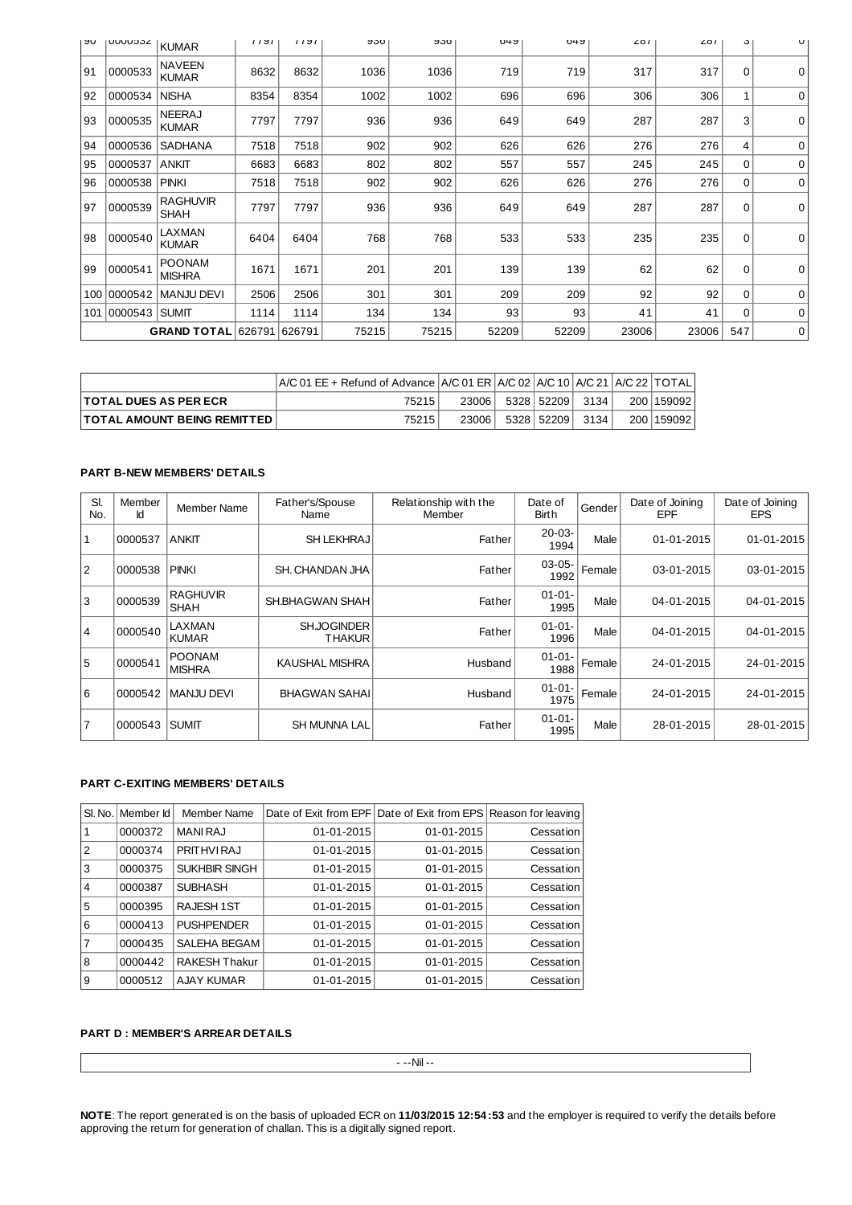| | | | | | | | | | | | | |
|---|---|---|---|---|---|---|---|---|---|---|---|---|
| 90 | 0000532 | KUMAR | 7797 | 7797 | 936 | 936 | 649 | 649 | 287 | 287 | 3 | 0 |
| 91 | 0000533 | NAVEEN KUMAR | 8632 | 8632 | 1036 | 1036 | 719 | 719 | 317 | 317 | 0 | 0 |
| 92 | 0000534 | NISHA | 8354 | 8354 | 1002 | 1002 | 696 | 696 | 306 | 306 | 1 | 0 |
| 93 | 0000535 | NEERAJ KUMAR | 7797 | 7797 | 936 | 936 | 649 | 649 | 287 | 287 | 3 | 0 |
| 94 | 0000536 | SADHANA | 7518 | 7518 | 902 | 902 | 626 | 626 | 276 | 276 | 4 | 0 |
| 95 | 0000537 | ANKIT | 6683 | 6683 | 802 | 802 | 557 | 557 | 245 | 245 | 0 | 0 |
| 96 | 0000538 | PINKI | 7518 | 7518 | 902 | 902 | 626 | 626 | 276 | 276 | 0 | 0 |
| 97 | 0000539 | RAGHUVIR SHAH | 7797 | 7797 | 936 | 936 | 649 | 649 | 287 | 287 | 0 | 0 |
| 98 | 0000540 | LAXMAN KUMAR | 6404 | 6404 | 768 | 768 | 533 | 533 | 235 | 235 | 0 | 0 |
| 99 | 0000541 | POONAM MISHRA | 1671 | 1671 | 201 | 201 | 139 | 139 | 62 | 62 | 0 | 0 |
| 100 | 0000542 | MANJU DEVI | 2506 | 2506 | 301 | 301 | 209 | 209 | 92 | 92 | 0 | 0 |
| 101 | 0000543 | SUMIT | 1114 | 1114 | 134 | 134 | 93 | 93 | 41 | 41 | 0 | 0 |
| | | GRAND TOTAL | 626791 | 626791 | 75215 | 75215 | 52209 | 52209 | 23006 | 23006 | 547 | 0 |

| | A/C 01 EE + Refund of Advance | A/C 01 ER | A/C 02 | A/C 10 | A/C 21 | A/C 22 | TOTAL |
|---|---|---|---|---|---|---|---|
| **TOTAL DUES AS PER ECR** | 75215 | 23006 | 5328 | 52209 | 3134 | 200 | 159092 |
| **TOTAL AMOUNT BEING REMITTED** | 75215 | 23006 | 5328 | 52209 | 3134 | 200 | 159092 |

**PART B-NEW MEMBERS' DETAILS**

| Sl. No. | Member Id | Member Name | Father's/Spouse Name | Relationship with the Member | Date of Birth | Gender | Date of Joining EPF | Date of Joining EPS |
|---|---|---|---|---|---|---|---|---|
| 1 | 0000537 | ANKIT | SH LEKHRAJ | Father | 20-03-1994 | Male | 01-01-2015 | 01-01-2015 |
| 2 | 0000538 | PINKI | SH. CHANDAN JHA | Father | 03-05-1992 | Female | 03-01-2015 | 03-01-2015 |
| 3 | 0000539 | RAGHUVIR SHAH | SH.BHAGWAN SHAH | Father | 01-01-1995 | Male | 04-01-2015 | 04-01-2015 |
| 4 | 0000540 | LAXMAN KUMAR | SH.JOGINDER THAKUR | Father | 01-01-1996 | Male | 04-01-2015 | 04-01-2015 |
| 5 | 0000541 | POONAM MISHRA | KAUSHAL MISHRA | Husband | 01-01-1988 | Female | 24-01-2015 | 24-01-2015 |
| 6 | 0000542 | MANJU DEVI | BHAGWAN SAHAI | Husband | 01-01-1975 | Female | 24-01-2015 | 24-01-2015 |
| 7 | 0000543 | SUMIT | SH MUNNA LAL | Father | 01-01-1995 | Male | 28-01-2015 | 28-01-2015 |

**PART C-EXITING MEMBERS' DETAILS**

| Sl. No. | Member Id | Member Name | Date of Exit from EPF | Date of Exit from EPS | Reason for leaving |
|---|---|---|---|---|---|
| 1 | 0000372 | MANI RAJ | 01-01-2015 | 01-01-2015 | Cessation |
| 2 | 0000374 | PRITHVI RAJ | 01-01-2015 | 01-01-2015 | Cessation |
| 3 | 0000375 | SUKHBIR SINGH | 01-01-2015 | 01-01-2015 | Cessation |
| 4 | 0000387 | SUBHASH | 01-01-2015 | 01-01-2015 | Cessation |
| 5 | 0000395 | RAJESH 1ST | 01-01-2015 | 01-01-2015 | Cessation |
| 6 | 0000413 | PUSHPENDER | 01-01-2015 | 01-01-2015 | Cessation |
| 7 | 0000435 | SALEHA BEGAM | 01-01-2015 | 01-01-2015 | Cessation |
| 8 | 0000442 | RAKESH Thakur | 01-01-2015 | 01-01-2015 | Cessation |
| 9 | 0000512 | AJAY KUMAR | 01-01-2015 | 01-01-2015 | Cessation |

**PART D : MEMBER'S ARREAR DETAILS**

- --Nil --

**NOTE**: The report generated is on the basis of uploaded ECR on **11/03/2015 12:54:53** and the employer is required to verify the details before approving the return for generation of challan. This is a digitally signed report.